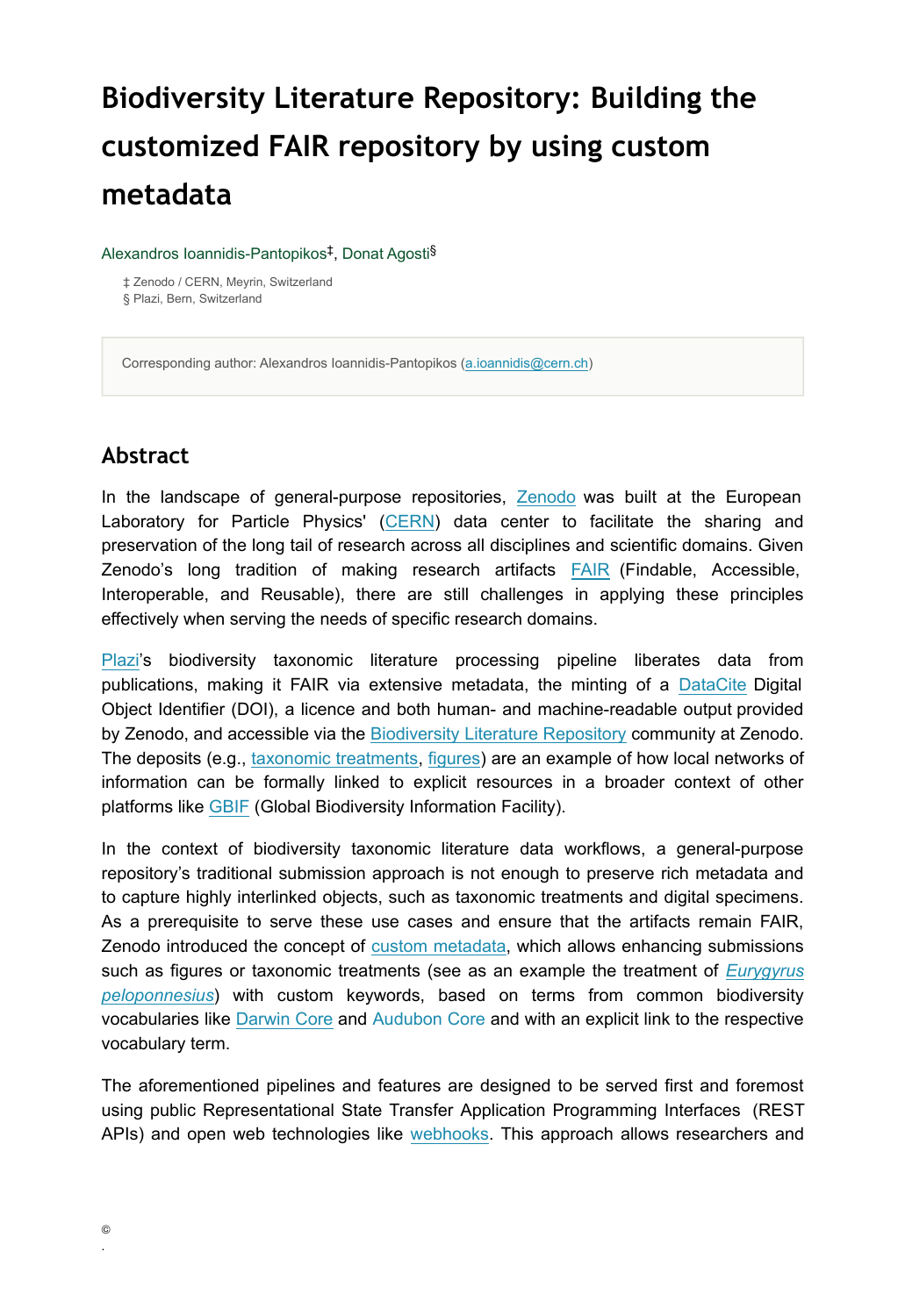# Biodiversity Literature Repository: Building the customized FAIR repository by using custom metadata

Alexandros Ioannidis-Pantopikos[‡], Donat Agosti[§]

‡ Zenodo / CERN, Meyrin, Switzerland
§ Plazi, Bern, Switzerland

Corresponding author: Alexandros Ioannidis-Pantopikos (a.ioannidis@cern.ch)

## Abstract

In the landscape of general-purpose repositories, Zenodo was built at the European Laboratory for Particle Physics' (CERN) data center to facilitate the sharing and preservation of the long tail of research across all disciplines and scientific domains. Given Zenodo's long tradition of making research artifacts FAIR (Findable, Accessible, Interoperable, and Reusable), there are still challenges in applying these principles effectively when serving the needs of specific research domains.

Plazi's biodiversity taxonomic literature processing pipeline liberates data from publications, making it FAIR via extensive metadata, the minting of a DataCite Digital Object Identifier (DOI), a licence and both human- and machine-readable output provided by Zenodo, and accessible via the Biodiversity Literature Repository community at Zenodo. The deposits (e.g., taxonomic treatments, figures) are an example of how local networks of information can be formally linked to explicit resources in a broader context of other platforms like GBIF (Global Biodiversity Information Facility).

In the context of biodiversity taxonomic literature data workflows, a general-purpose repository's traditional submission approach is not enough to preserve rich metadata and to capture highly interlinked objects, such as taxonomic treatments and digital specimens. As a prerequisite to serve these use cases and ensure that the artifacts remain FAIR, Zenodo introduced the concept of custom metadata, which allows enhancing submissions such as figures or taxonomic treatments (see as an example the treatment of *Eurygyrus peloponnesius*) with custom keywords, based on terms from common biodiversity vocabularies like Darwin Core and Audubon Core and with an explicit link to the respective vocabulary term.

The aforementioned pipelines and features are designed to be served first and foremost using public Representational State Transfer Application Programming Interfaces (REST APIs) and open web technologies like webhooks. This approach allows researchers and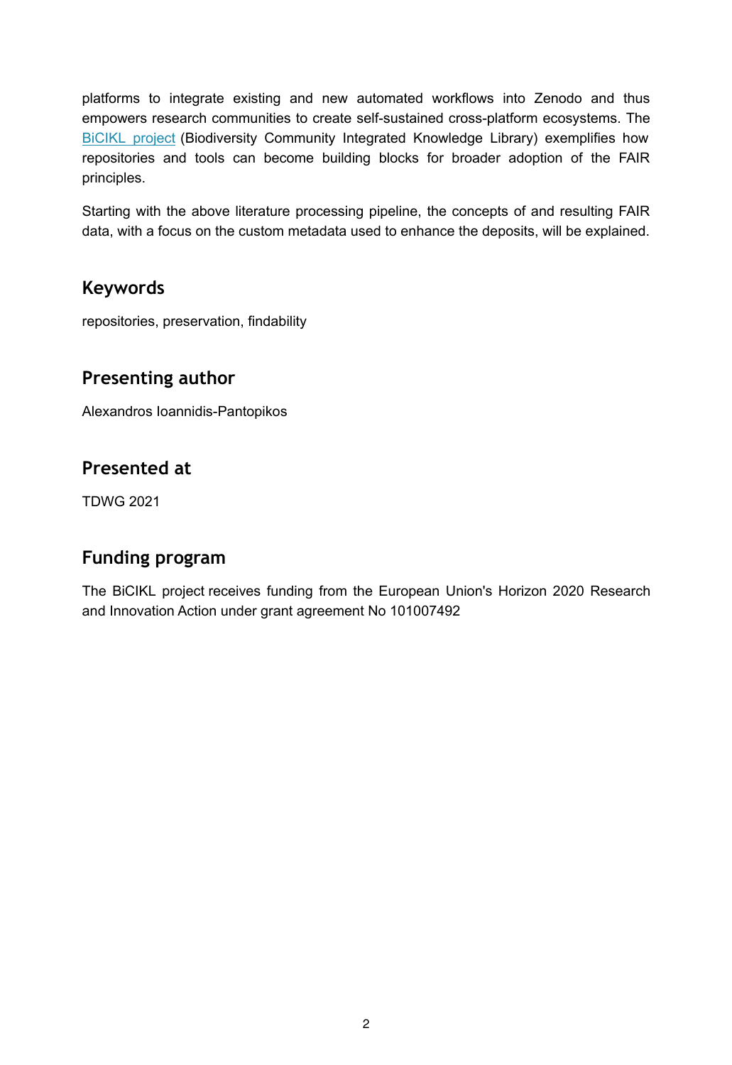platforms to integrate existing and new automated workflows into Zenodo and thus empowers research communities to create self-sustained cross-platform ecosystems. The [BiCIKL project](#) (Biodiversity Community Integrated Knowledge Library) exemplifies how repositories and tools can become building blocks for broader adoption of the FAIR principles.

Starting with the above literature processing pipeline, the concepts of and resulting FAIR data, with a focus on the custom metadata used to enhance the deposits, will be explained.

## Keywords

repositories, preservation, findability

## Presenting author

Alexandros Ioannidis-Pantopikos

## Presented at

TDWG 2021

## Funding program

The BiCIKL project receives funding from the European Union's Horizon 2020 Research and Innovation Action under grant agreement No 101007492